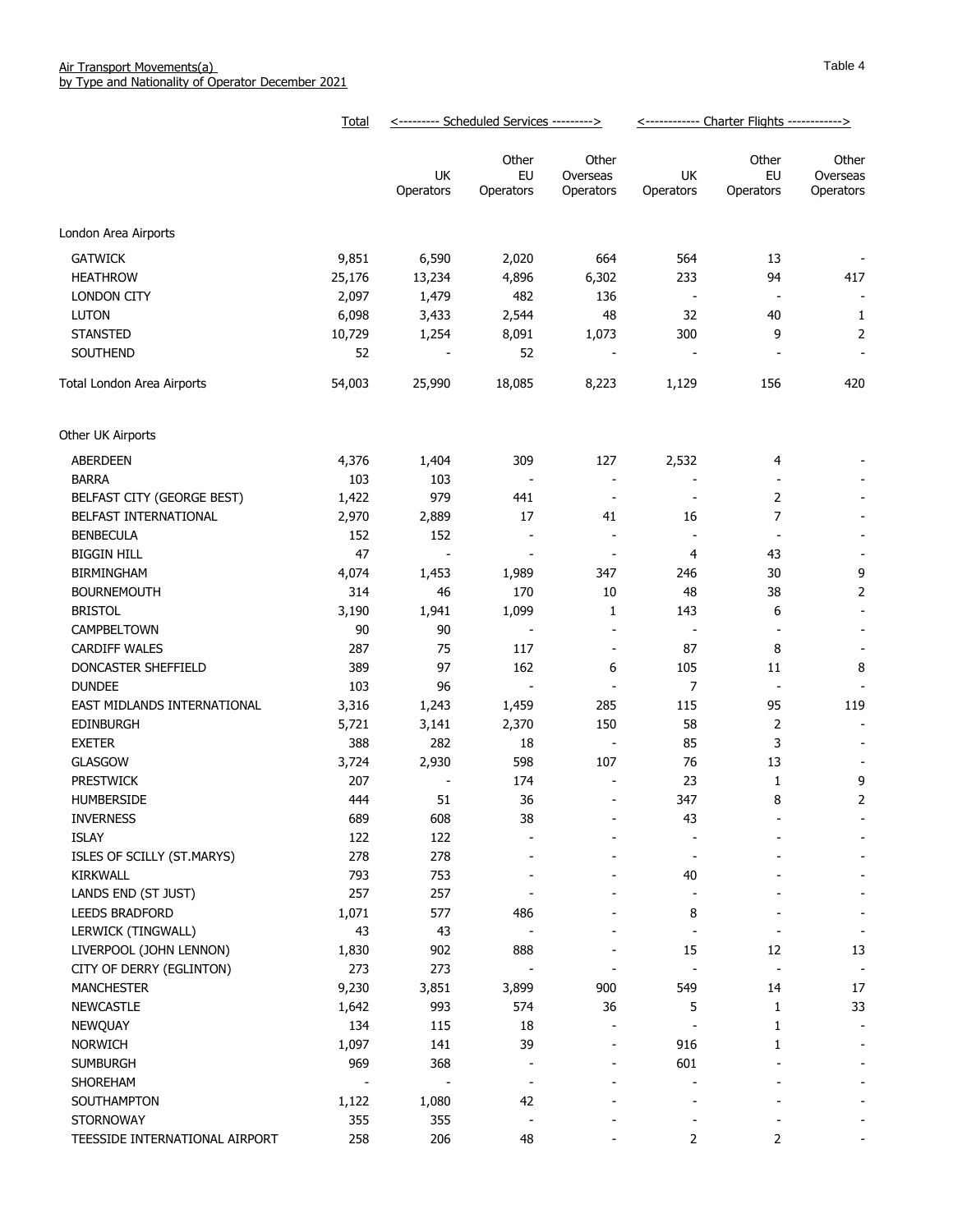Air Transport Movements(a)
by Type and Nationality of Operator December 2021

Table 4

| | Total | Scheduled Services | | | Charter Flights | | |
|---|---|---|---|---|---|---|---|
| | | UK Operators | Other EU Operators | Other Overseas Operators | UK Operators | Other EU Operators | Other Overseas Operators |
| **London Area Airports** | | | | | | | |
| GATWICK | 9,851 | 6,590 | 2,020 | 664 | 564 | 13 | - |
| HEATHROW | 25,176 | 13,234 | 4,896 | 6,302 | 233 | 94 | 417 |
| LONDON CITY | 2,097 | 1,479 | 482 | 136 | - | - | - |
| LUTON | 6,098 | 3,433 | 2,544 | 48 | 32 | 40 | 1 |
| STANSTED | 10,729 | 1,254 | 8,091 | 1,073 | 300 | 9 | 2 |
| SOUTHEND | 52 | - | 52 | - | - | - | - |
| Total London Area Airports | 54,003 | 25,990 | 18,085 | 8,223 | 1,129 | 156 | 420 |
| **Other UK Airports** | | | | | | | |
| ABERDEEN | 4,376 | 1,404 | 309 | 127 | 2,532 | 4 | - |
| BARRA | 103 | 103 | - | - | - | - | - |
| BELFAST CITY (GEORGE BEST) | 1,422 | 979 | 441 | - | - | 2 | - |
| BELFAST INTERNATIONAL | 2,970 | 2,889 | 17 | 41 | 16 | 7 | - |
| BENBECULA | 152 | 152 | - | - | - | - | - |
| BIGGIN HILL | 47 | - | - | - | 4 | 43 | - |
| BIRMINGHAM | 4,074 | 1,453 | 1,989 | 347 | 246 | 30 | 9 |
| BOURNEMOUTH | 314 | 46 | 170 | 10 | 48 | 38 | 2 |
| BRISTOL | 3,190 | 1,941 | 1,099 | 1 | 143 | 6 | - |
| CAMPBELTOWN | 90 | 90 | - | - | - | - | - |
| CARDIFF WALES | 287 | 75 | 117 | - | 87 | 8 | - |
| DONCASTER SHEFFIELD | 389 | 97 | 162 | 6 | 105 | 11 | 8 |
| DUNDEE | 103 | 96 | - | - | 7 | - | - |
| EAST MIDLANDS INTERNATIONAL | 3,316 | 1,243 | 1,459 | 285 | 115 | 95 | 119 |
| EDINBURGH | 5,721 | 3,141 | 2,370 | 150 | 58 | 2 | - |
| EXETER | 388 | 282 | 18 | - | 85 | 3 | - |
| GLASGOW | 3,724 | 2,930 | 598 | 107 | 76 | 13 | - |
| PRESTWICK | 207 | - | 174 | - | 23 | 1 | 9 |
| HUMBERSIDE | 444 | 51 | 36 | - | 347 | 8 | 2 |
| INVERNESS | 689 | 608 | 38 | - | 43 | - | - |
| ISLAY | 122 | 122 | - | - | - | - | - |
| ISLES OF SCILLY (ST.MARYS) | 278 | 278 | - | - | - | - | - |
| KIRKWALL | 793 | 753 | - | - | 40 | - | - |
| LANDS END (ST JUST) | 257 | 257 | - | - | - | - | - |
| LEEDS BRADFORD | 1,071 | 577 | 486 | - | 8 | - | - |
| LERWICK (TINGWALL) | 43 | 43 | - | - | - | - | - |
| LIVERPOOL (JOHN LENNON) | 1,830 | 902 | 888 | - | 15 | 12 | 13 |
| CITY OF DERRY (EGLINTON) | 273 | 273 | - | - | - | - | - |
| MANCHESTER | 9,230 | 3,851 | 3,899 | 900 | 549 | 14 | 17 |
| NEWCASTLE | 1,642 | 993 | 574 | 36 | 5 | 1 | 33 |
| NEWQUAY | 134 | 115 | 18 | - | - | 1 | - |
| NORWICH | 1,097 | 141 | 39 | - | 916 | 1 | - |
| SUMBURGH | 969 | 368 | - | - | 601 | - | - |
| SHOREHAM | - | - | - | - | - | - | - |
| SOUTHAMPTON | 1,122 | 1,080 | 42 | - | - | - | - |
| STORNOWAY | 355 | 355 | - | - | - | - | - |
| TEESSIDE INTERNATIONAL AIRPORT | 258 | 206 | 48 | - | 2 | 2 | - |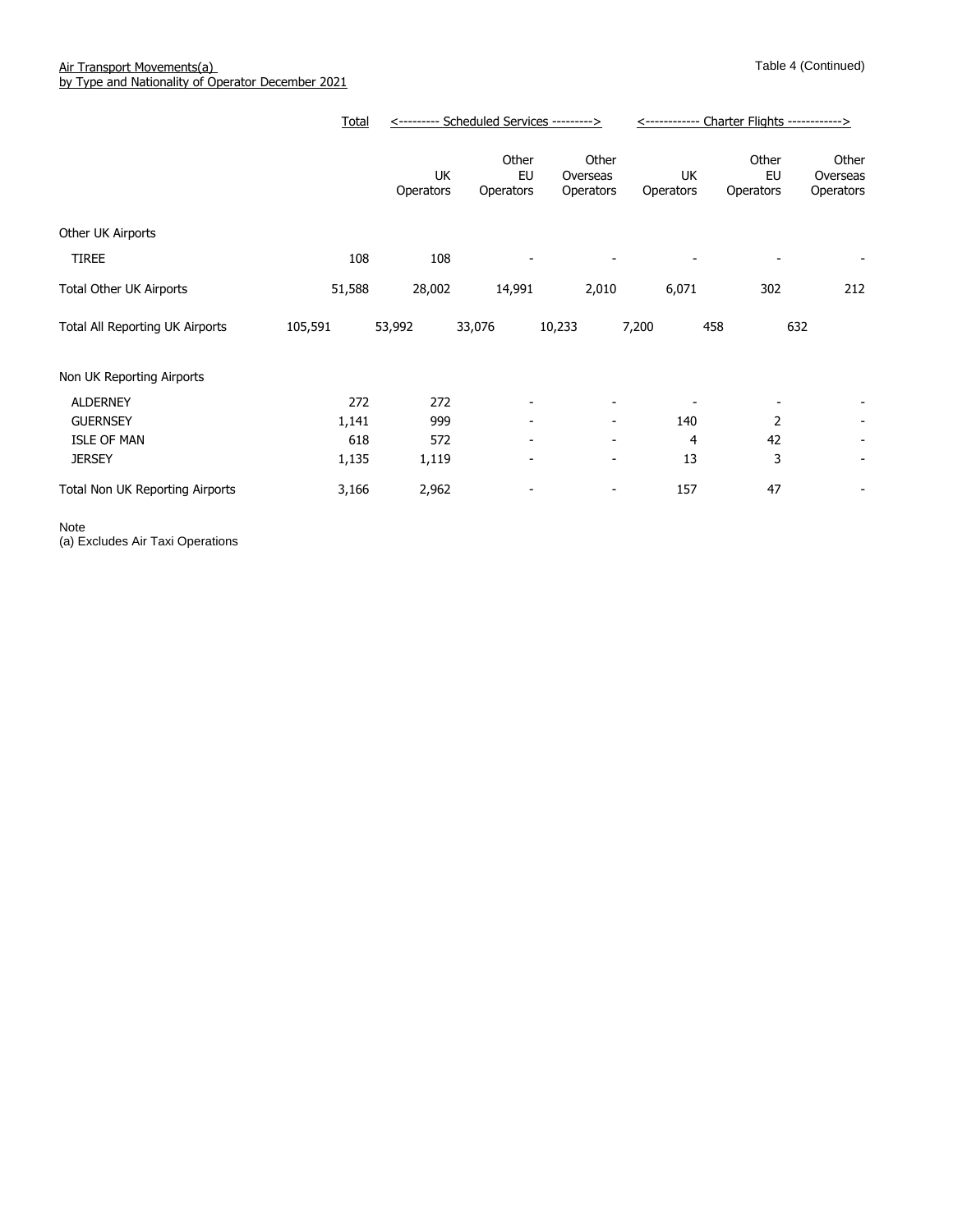Air Transport Movements(a)
by Type and Nationality of Operator December 2021

Table 4 (Continued)

| | Total | Scheduled Services | | | Charter Flights | | |
|---|---|---|---|---|---|---|---|
| | | UK Operators | Other EU Operators | Other Overseas Operators | UK Operators | Other EU Operators | Other Overseas Operators |
| Other UK Airports | | | | | | | |
| TIREE | 108 | 108 | - | - | - | - | - |
| Total Other UK Airports | 51,588 | 28,002 | 14,991 | 2,010 | 6,071 | 302 | 212 |
| Total All Reporting UK Airports | 105,591 | 53,992 | 33,076 | 10,233 | 7,200 | 458 | 632 |
| Non UK Reporting Airports | | | | | | | |
| ALDERNEY | 272 | 272 | - | - | - | - | - |
| GUERNSEY | 1,141 | 999 | - | - | 140 | 2 | - |
| ISLE OF MAN | 618 | 572 | - | - | 4 | 42 | - |
| JERSEY | 1,135 | 1,119 | - | - | 13 | 3 | - |
| Total Non UK Reporting Airports | 3,166 | 2,962 | - | - | 157 | 47 | - |

Note
(a) Excludes Air Taxi Operations